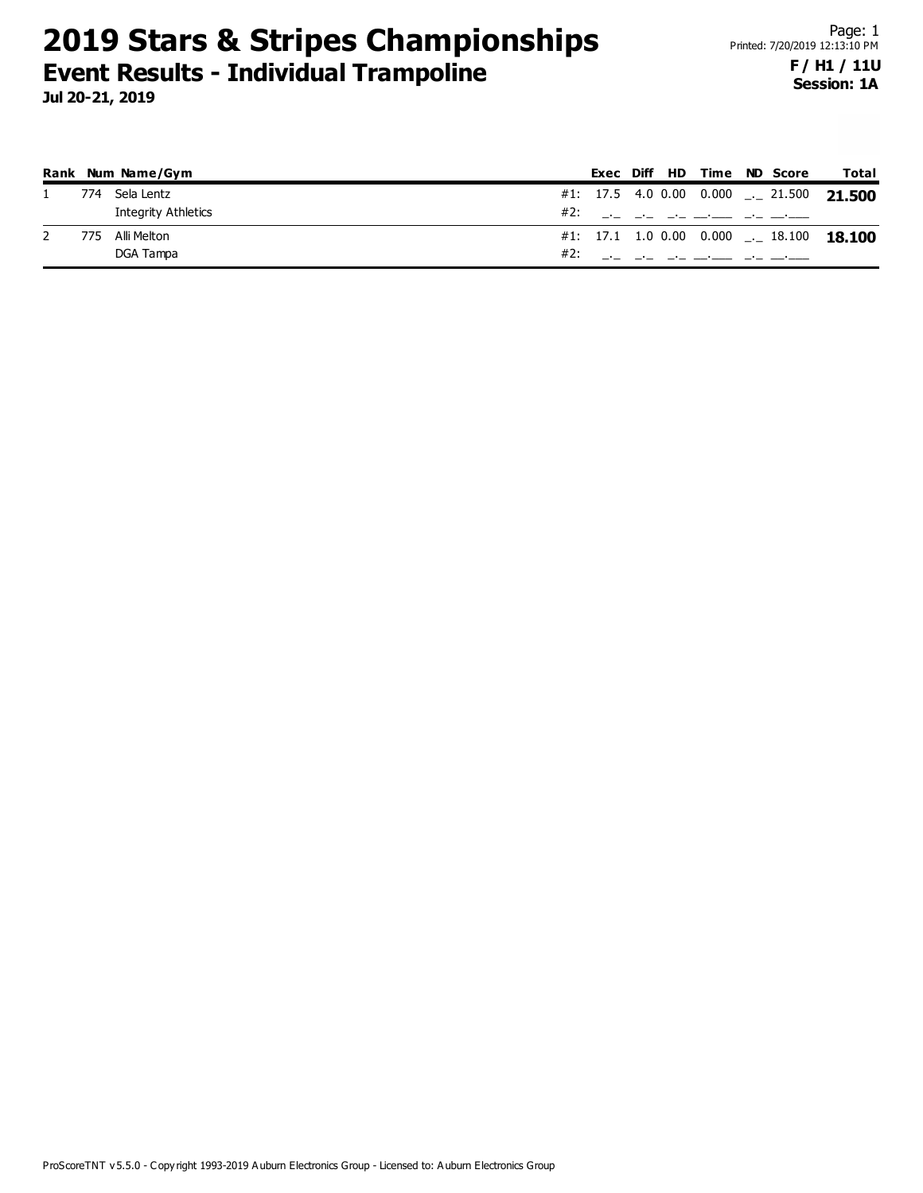# 2019 Stars & Stripes Championships

## Event Results - Individual Trampoline

**Jul 20-21, 2019**

Page: 1
Printed: 7/20/2019 12:13:10 PM

**F / H1 / 11U**
**Session: 1A**

| Rank | Num | Name/Gym | | Exec | Diff | HD | Time | ND | Score | Total |
|---|---|---|---|---|---|---|---|---|---|---|
| 1 | 774 | Sela Lentz | #1: | 17.5 | 4.0 | 0.00 | 0.000 | _._ | 21.500 | **21.500** |
| | | Integrity Athletics | #2: | _._ | _._ | _._ | __.___ | _._ | __.___ | |
| 2 | 775 | Alli Melton | #1: | 17.1 | 1.0 | 0.00 | 0.000 | _._ | 18.100 | **18.100** |
| | | DGA Tampa | #2: | _._ | _._ | _._ | __.___ | _._ | __.___ | |

ProScoreTNT v5.5.0 - Copyright 1993-2019 Auburn Electronics Group - Licensed to: Auburn Electronics Group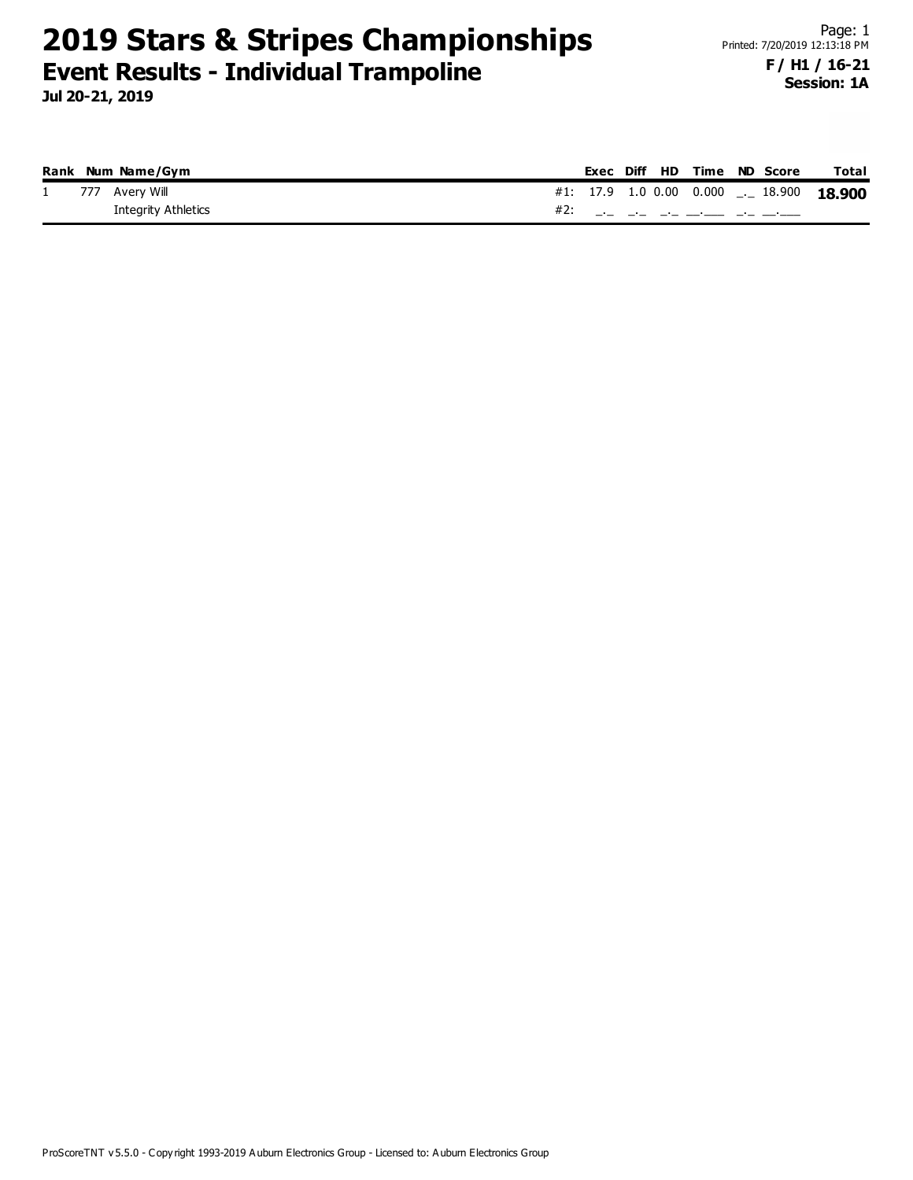# 2019 Stars & Stripes Championships

## Event Results - Individual Trampoline

**Jul 20-21, 2019**

Printed: 7/20/2019 12:13:18 PM

**F / H1 / 16-21**
**Session: 1A**

| Rank | Num | Name/Gym | | Exec | Diff | HD | Time | ND | Score | Total |
|---|---|---|---|---|---|---|---|---|---|---|
| 1 | 777 | Avery Will | #1: | 17.9 | 1.0 | 0.00 | 0.000 | _._ | 18.900 | **18.900** |
| | | Integrity Athletics | #2: | _._ | _._ | _._ | __.___ | _._ | __.___ | |

ProScoreTNT v5.5.0 - Copyright 1993-2019 Auburn Electronics Group - Licensed to: Auburn Electronics Group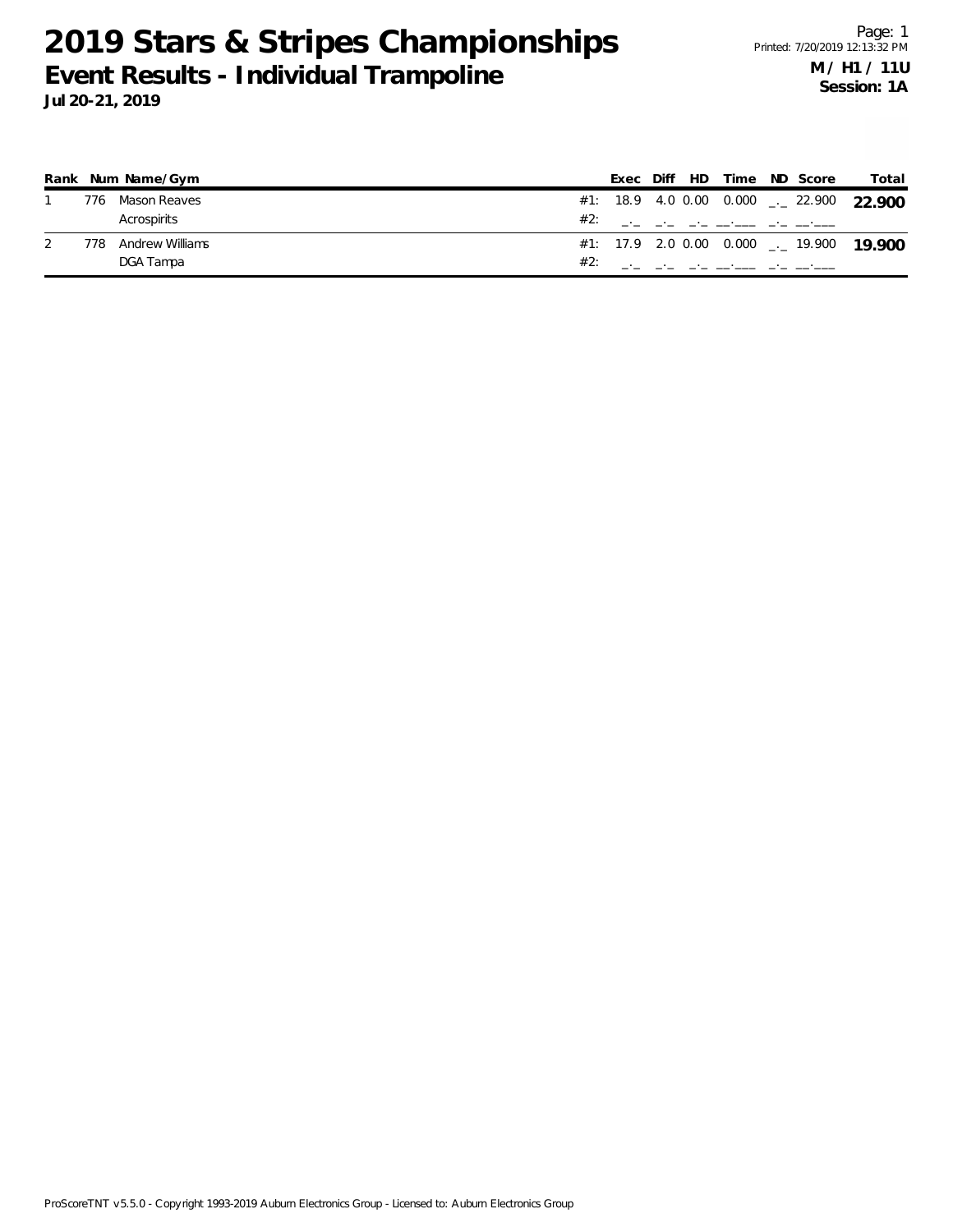# 2019 Stars & Stripes Championships

## Event Results - Individual Trampoline

**Jul 20-21, 2019**

Printed: 7/20/2019 12:13:32 PM

**M / H1 / 11U**
**Session: 1A**

| Rank | Num | Name/Gym | | Exec | Diff | HD | Time | ND | Score | Total |
|---|---|---|---|---|---|---|---|---|---|---|
| 1 | 776 | Mason Reaves | #1: | 18.9 | 4.0 | 0.00 | 0.000 | _._ | 22.900 | **22.900** |
| | | Acrospirits | #2: | _._ | _._ | _._ | __.___ | _._ | __.___ | |
| 2 | 778 | Andrew Williams | #1: | 17.9 | 2.0 | 0.00 | 0.000 | _._ | 19.900 | **19.900** |
| | | DGA Tampa | #2: | _._ | _._ | _._ | __.___ | _._ | __.___ | |

ProScoreTNT v5.5.0 - Copyright 1993-2019 Auburn Electronics Group - Licensed to: Auburn Electronics Group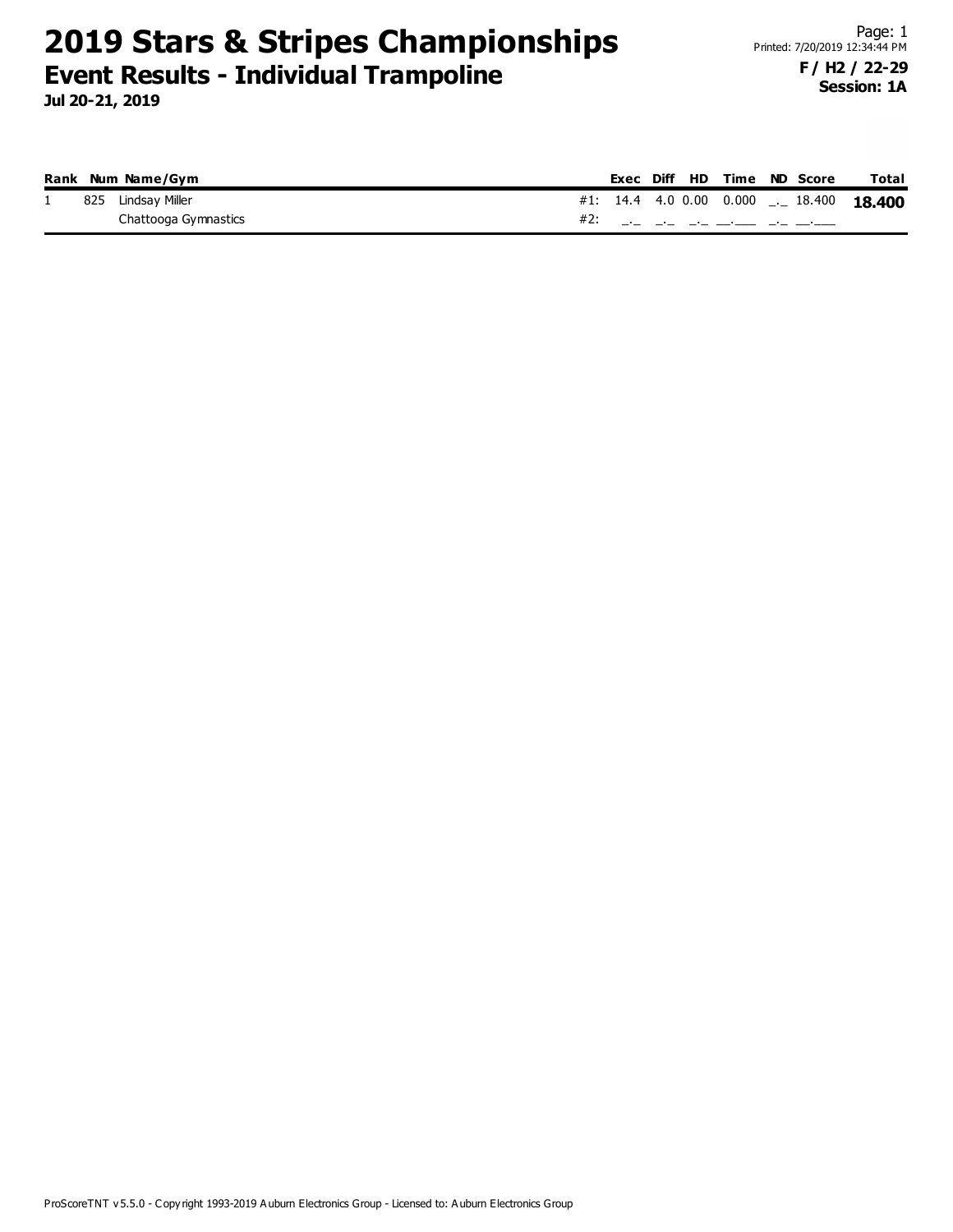# 2019 Stars & Stripes Championships

## Event Results - Individual Trampoline

**Jul 20-21, 2019**

**F / H2 / 22-29**
**Session: 1A**

| Rank | Num | Name/Gym | | Exec | Diff | HD | Time | ND | Score | Total |
|---|---|---|---|---|---|---|---|---|---|---|
| 1 | 825 | Lindsay Miller | #1: | 14.4 | 4.0 | 0.00 | 0.000 | _._ | 18.400 | **18.400** |
| | | Chattooga Gymnastics | #2: | _._ | _._ | _._ | __.___ | _._ | __.___ | |

ProScoreTNT v5.5.0 - Copyright 1993-2019 Auburn Electronics Group - Licensed to: Auburn Electronics Group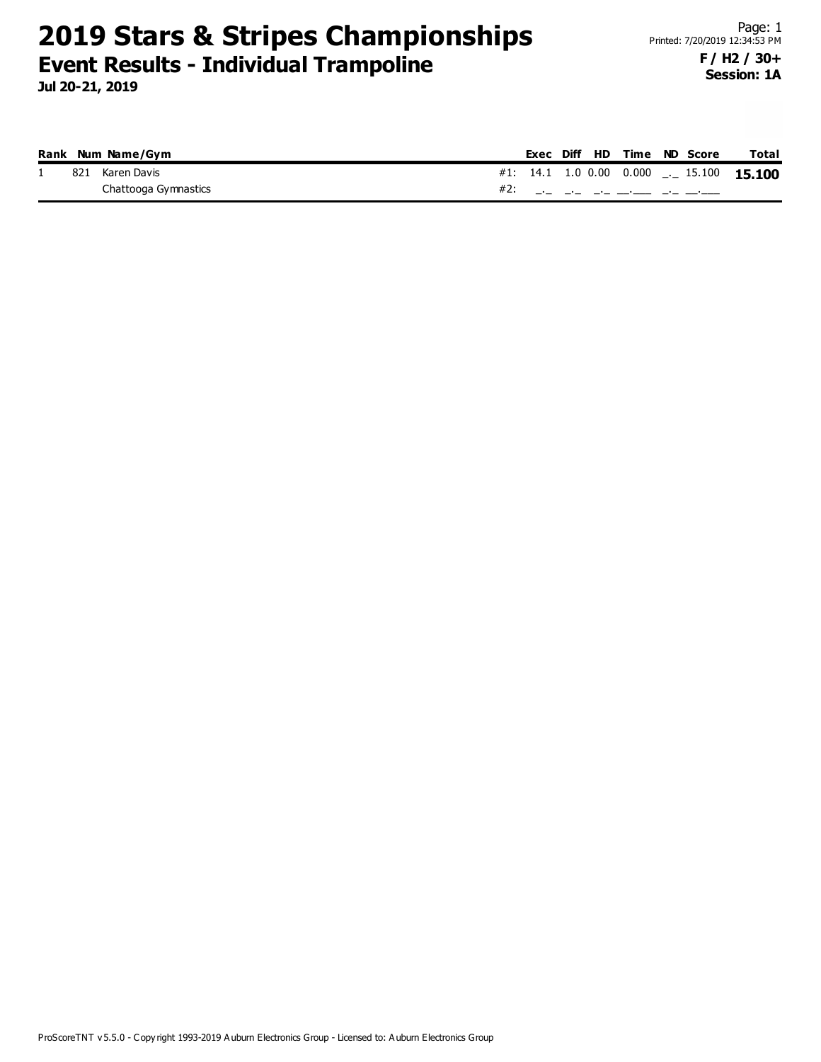# 2019 Stars & Stripes Championships

## Event Results - Individual Trampoline

**Jul 20-21, 2019**

Page: 1
Printed: 7/20/2019 12:34:53 PM

**F / H2 / 30+**
**Session: 1A**

| Rank | Num | Name/Gym | | Exec | Diff | HD | Time | ND | Score | Total |
|---|---|---|---|---|---|---|---|---|---|---|
| 1 | 821 | Karen Davis | #1: | 14.1 | 1.0 | 0.00 | 0.000 | _._ | 15.100 | **15.100** |
| | | Chattooga Gymnastics | #2: | _._ | _._ | _._ | __.___ | _._ | __.___ | |

ProScoreTNT v5.5.0 - Copyright 1993-2019 Auburn Electronics Group - Licensed to: Auburn Electronics Group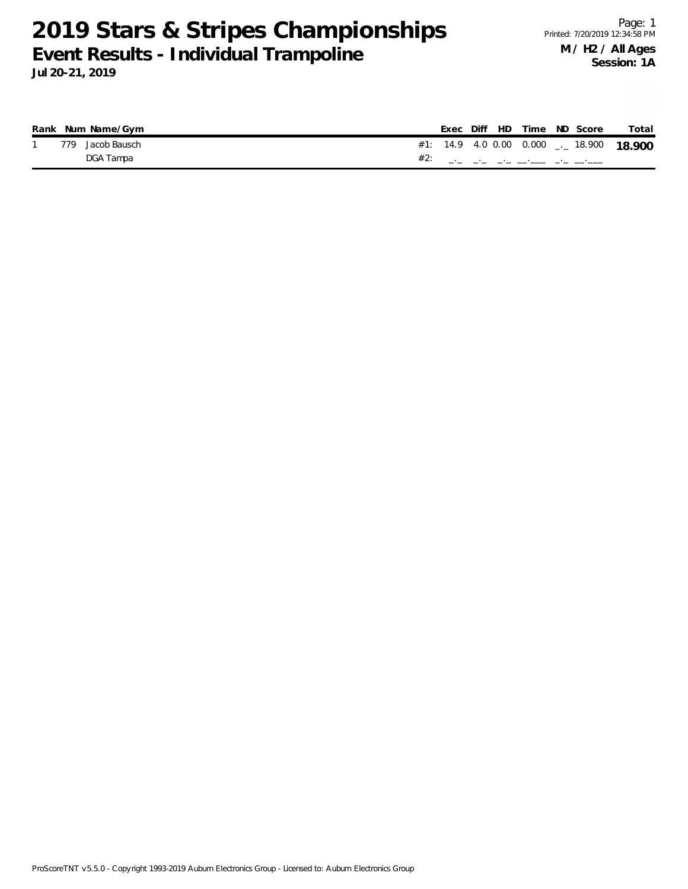# 2019 Stars & Stripes Championships

## Event Results - Individual Trampoline

**Jul 20-21, 2019**

**M / H2 / All Ages**
**Session: 1A**

| Rank | Num | Name/Gym | | Exec | Diff | HD | Time | ND | Score | Total |
|---|---|---|---|---|---|---|---|---|---|---|
| 1 | 779 | Jacob Bausch | #1: | 14.9 | 4.0 | 0.00 | 0.000 | _._ | 18.900 | **18.900** |
| | | DGA Tampa | #2: | _._ | _._ | _._ | __.___ | _._ | __.___ | |

ProScoreTNT v5.5.0 - Copyright 1993-2019 Auburn Electronics Group - Licensed to: Auburn Electronics Group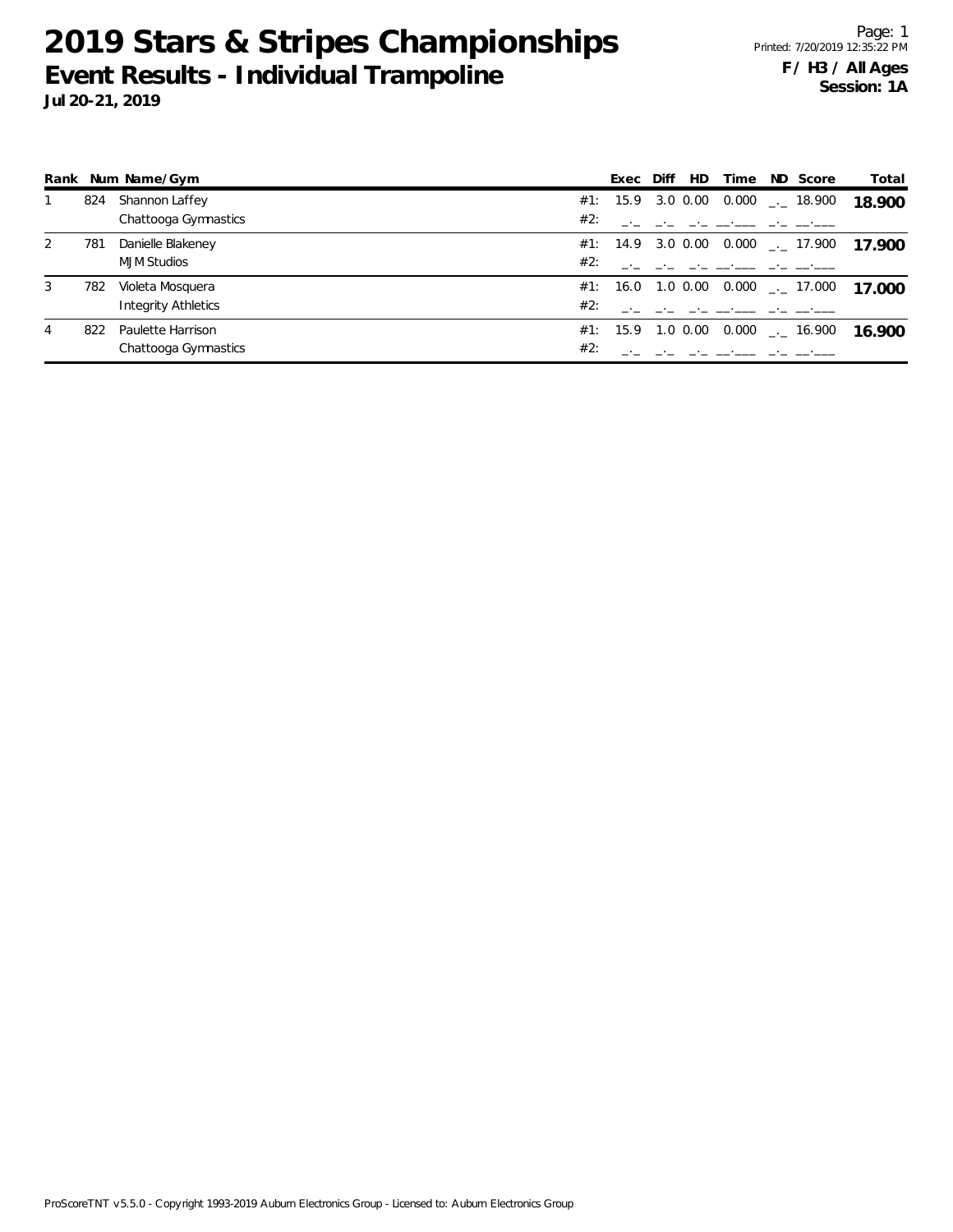# 2019 Stars & Stripes Championships

## Event Results - Individual Trampoline

**Jul 20-21, 2019**

Printed: 7/20/2019 12:35:22 PM

**F / H3 / All Ages**
**Session: 1A**

| Rank | Num | Name/Gym | | Exec | Diff | HD | Time | ND | Score | Total |
|---|---|---|---|---|---|---|---|---|---|---|
| 1 | 824 | Shannon Laffey | #1: | 15.9 | 3.0 | 0.00 | 0.000 | _._ | 18.900 | **18.900** |
| | | Chattooga Gymnastics | #2: | _._ | _._ | _._ | __.___ | _._ | __.___ | |
| 2 | 781 | Danielle Blakeney | #1: | 14.9 | 3.0 | 0.00 | 0.000 | _._ | 17.900 | **17.900** |
| | | MJM Studios | #2: | _._ | _._ | _._ | __.___ | _._ | __.___ | |
| 3 | 782 | Violeta Mosquera | #1: | 16.0 | 1.0 | 0.00 | 0.000 | _._ | 17.000 | **17.000** |
| | | Integrity Athletics | #2: | _._ | _._ | _._ | __.___ | _._ | __.___ | |
| 4 | 822 | Paulette Harrison | #1: | 15.9 | 1.0 | 0.00 | 0.000 | _._ | 16.900 | **16.900** |
| | | Chattooga Gymnastics | #2: | _._ | _._ | _._ | __.___ | _._ | __.___ | |

ProScoreTNT v5.5.0 - Copyright 1993-2019 Auburn Electronics Group - Licensed to: Auburn Electronics Group